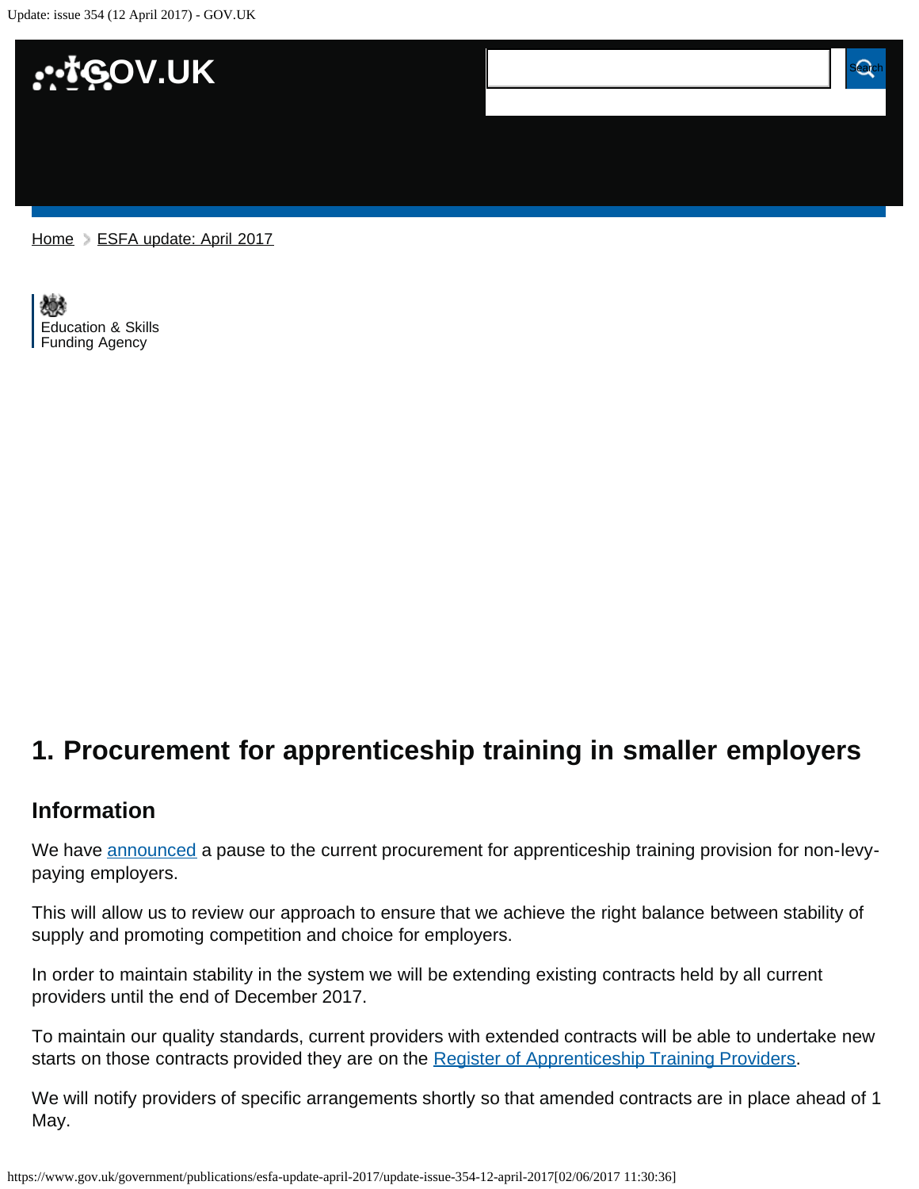Home > ESFA update: April 2017

Education & Skills Funding Agency

## 1. Procurement for apprenticeship training in smaller employers

### Information

We have announced a pause to the current procurement for apprenticeship training provision for non-levy-paying employers.

This will allow us to review our approach to ensure that we achieve the right balance between stability of supply and promoting competition and choice for employers.

In order to maintain stability in the system we will be extending existing contracts held by all current providers until the end of December 2017.

To maintain our quality standards, current providers with extended contracts will be able to undertake new starts on those contracts provided they are on the Register of Apprenticeship Training Providers.

We will notify providers of specific arrangements shortly so that amended contracts are in place ahead of 1 May.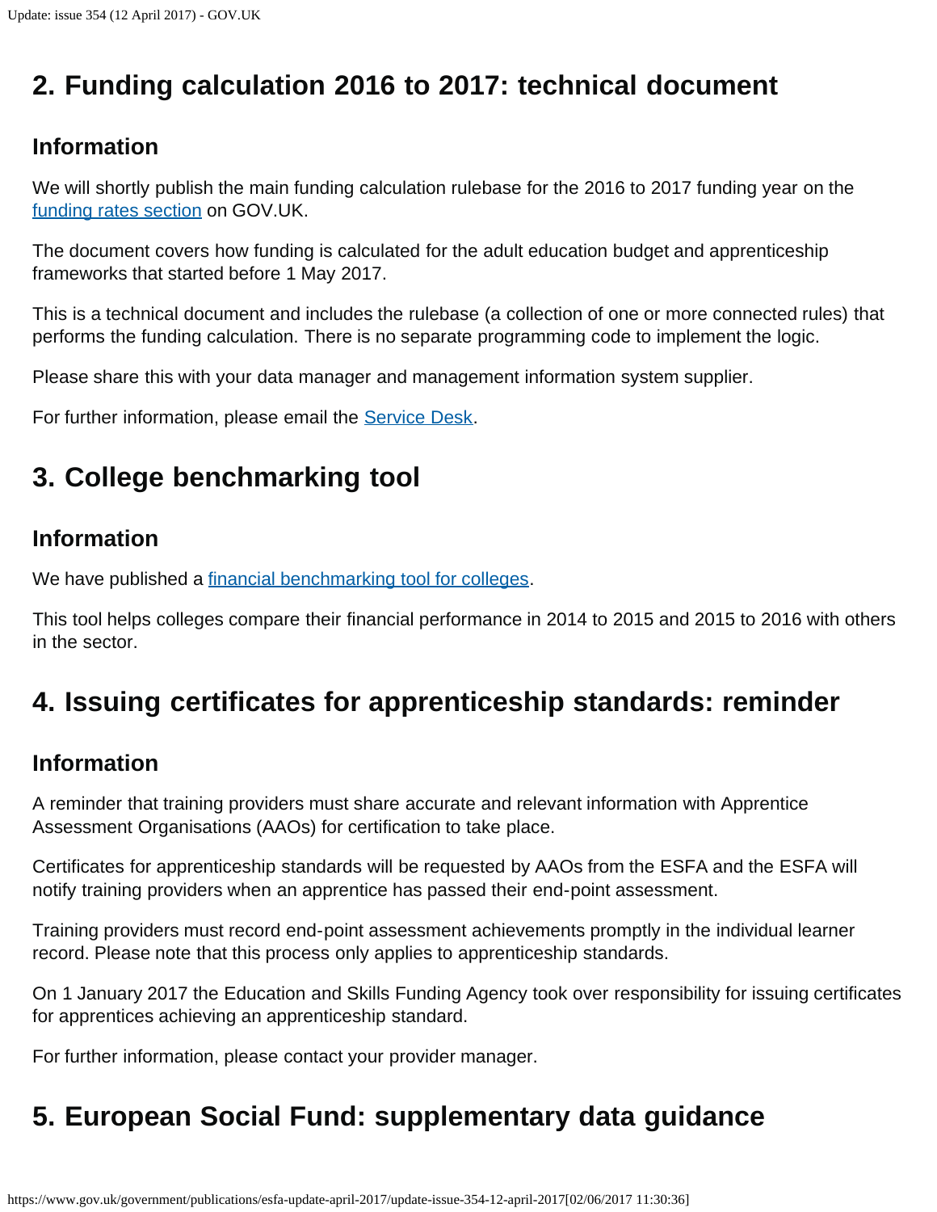## 2. Funding calculation 2016 to 2017: technical document

### Information

We will shortly publish the main funding calculation rulebase for the 2016 to 2017 funding year on the [funding rates section](#) on GOV.UK.

The document covers how funding is calculated for the adult education budget and apprenticeship frameworks that started before 1 May 2017.

This is a technical document and includes the rulebase (a collection of one or more connected rules) that performs the funding calculation. There is no separate programming code to implement the logic.

Please share this with your data manager and management information system supplier.

For further information, please email the [Service Desk](#).

## 3. College benchmarking tool

### Information

We have published a [financial benchmarking tool for colleges](#).

This tool helps colleges compare their financial performance in 2014 to 2015 and 2015 to 2016 with others in the sector.

## 4. Issuing certificates for apprenticeship standards: reminder

### Information

A reminder that training providers must share accurate and relevant information with Apprentice Assessment Organisations (AAOs) for certification to take place.

Certificates for apprenticeship standards will be requested by AAOs from the ESFA and the ESFA will notify training providers when an apprentice has passed their end-point assessment.

Training providers must record end-point assessment achievements promptly in the individual learner record. Please note that this process only applies to apprenticeship standards.

On 1 January 2017 the Education and Skills Funding Agency took over responsibility for issuing certificates for apprentices achieving an apprenticeship standard.

For further information, please contact your provider manager.

## 5. European Social Fund: supplementary data guidance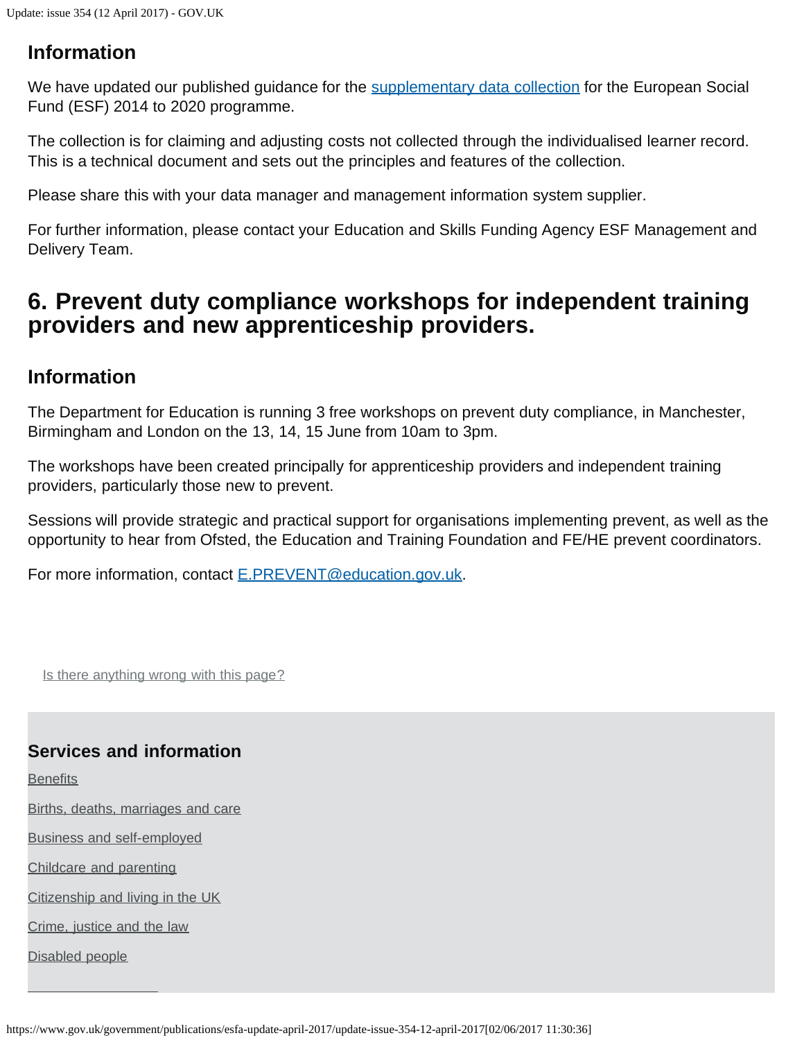### Information

We have updated our published guidance for the [supplementary data collection](#) for the European Social Fund (ESF) 2014 to 2020 programme.

The collection is for claiming and adjusting costs not collected through the individualised learner record. This is a technical document and sets out the principles and features of the collection.

Please share this with your data manager and management information system supplier.

For further information, please contact your Education and Skills Funding Agency ESF Management and Delivery Team.

## 6. Prevent duty compliance workshops for independent training providers and new apprenticeship providers.

### Information

The Department for Education is running 3 free workshops on prevent duty compliance, in Manchester, Birmingham and London on the 13, 14, 15 June from 10am to 3pm.

The workshops have been created principally for apprenticeship providers and independent training providers, particularly those new to prevent.

Sessions will provide strategic and practical support for organisations implementing prevent, as well as the opportunity to hear from Ofsted, the Education and Training Foundation and FE/HE prevent coordinators.

For more information, contact E.PREVENT@education.gov.uk.

Is there anything wrong with this page?

### Services and information

Benefits

Births, deaths, marriages and care

Business and self-employed

Childcare and parenting

Citizenship and living in the UK

Crime, justice and the law

Disabled people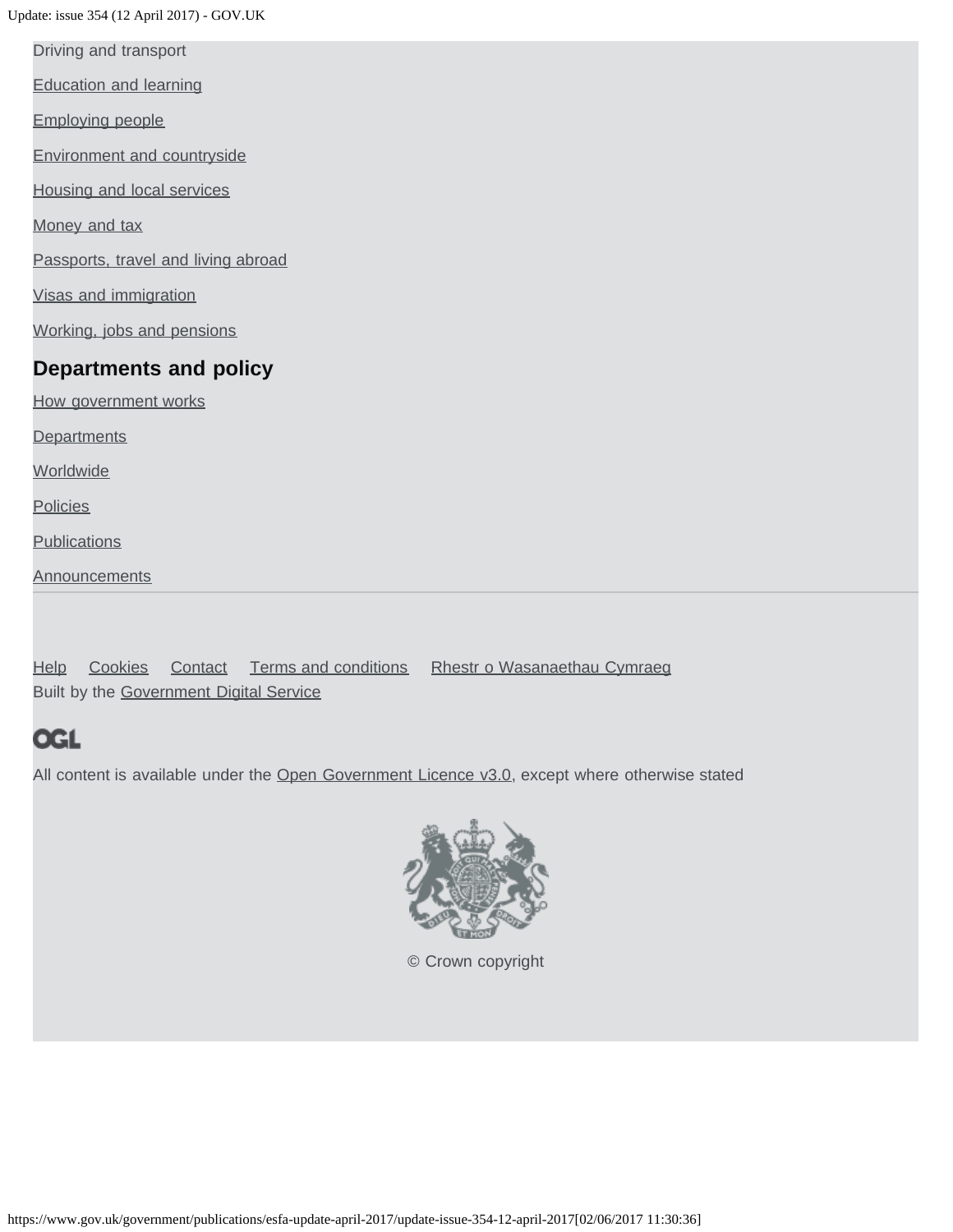Driving and transport

Education and learning

Employing people

Environment and countryside

Housing and local services

Money and tax

Passports, travel and living abroad

Visas and immigration

Working, jobs and pensions

## Departments and policy

How government works

Departments

Worldwide

Policies

Publications

Announcements

Help Cookies Contact Terms and conditions Rhestr o Wasanaethau Cymraeg

Built by the Government Digital Service

OGL

All content is available under the Open Government Licence v3.0, except where otherwise stated

© Crown copyright